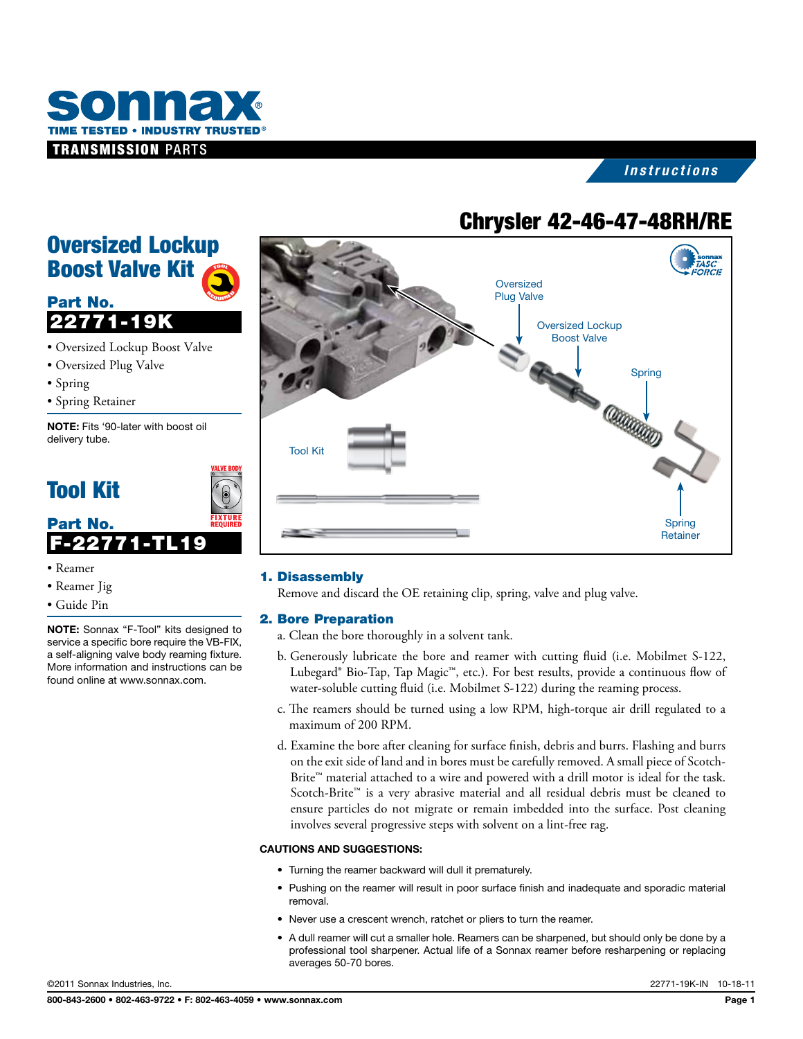# sonnax

TIME TESTED • INDUSTRY TRUSTED®

TRANSMISSION PARTS

*Instructions*

# Chrysler 42-46-47-48RH/RE

## Oversized Lockup Boost Valve Kit

### Part No.

**22771-19K**

- Oversized Lockup Boost Valve
- Oversized Plug Valve
- Spring
- Spring Retainer

**NOTE:** Fits '90-later with boost oil delivery tube.

## Tool Kit

### Part No.

**F-22771-TL19**

- Reamer
- Reamer Jig
- Guide Pin

**NOTE:** Sonnax "F-Tool" kits designed to service a specific bore require the VB-FIX, a self-aligning valve body reaming fixture. More information and instructions can be found online at www.sonnax.com.

Oversized Plug Valve

Oversized Lockup Boost Valve

Spring

Spring Retainer

Tool Kit

### 1. Disassembly

Remove and discard the OE retaining clip, spring, valve and plug valve.

### 2. Bore Preparation

a. Clean the bore thoroughly in a solvent tank.

b. Generously lubricate the bore and reamer with cutting fluid (i.e. Mobilmet S-122, Lubegard® Bio-Tap, Tap Magic™, etc.). For best results, provide a continuous flow of water-soluble cutting fluid (i.e. Mobilmet S-122) during the reaming process.

c. The reamers should be turned using a low RPM, high-torque air drill regulated to a maximum of 200 RPM.

d. Examine the bore after cleaning for surface finish, debris and burrs. Flashing and burrs on the exit side of land and in bores must be carefully removed. A small piece of Scotch-Brite™ material attached to a wire and powered with a drill motor is ideal for the task. Scotch-Brite™ is a very abrasive material and all residual debris must be cleaned to ensure particles do not migrate or remain imbedded into the surface. Post cleaning involves several progressive steps with solvent on a lint-free rag.

**CAUTIONS AND SUGGESTIONS:**

- Turning the reamer backward will dull it prematurely.
- Pushing on the reamer will result in poor surface finish and inadequate and sporadic material removal.
- Never use a crescent wrench, ratchet or pliers to turn the reamer.
- A dull reamer will cut a smaller hole. Reamers can be sharpened, but should only be done by a professional tool sharpener. Actual life of a Sonnax reamer before resharpening or replacing averages 50-70 bores.

©2011 Sonnax Industries, Inc. 22771-19K-IN 10-18-11

800-843-2600 • 802-463-9722 • F: 802-463-4059 • www.sonnax.com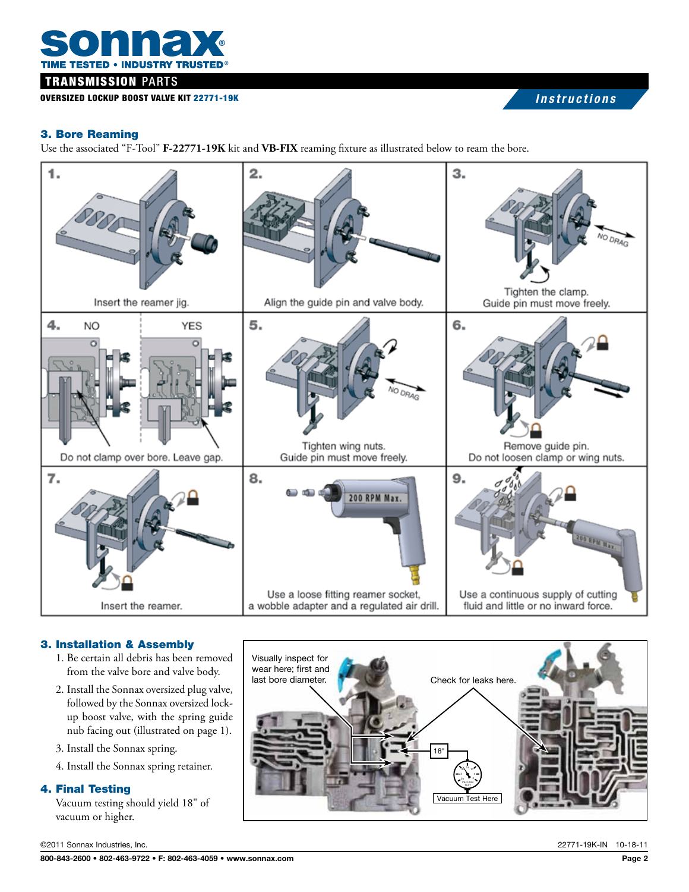**OVERSIZED LOCKUP BOOST VALVE KIT 22771-19K**

*Instructions*

## 3. Bore Reaming

Use the associated "F-Tool" **F-22771-19K** kit and **VB-FIX** reaming fixture as illustrated below to ream the bore.

1. Insert the reamer jig.

2. Align the guide pin and valve body.

3. Tighten the clamp. Guide pin must move freely.

NO DRAG

4. NO / YES — Do not clamp over bore. Leave gap.

5. Tighten wing nuts. Guide pin must move freely.

NO DRAG

6. Remove guide pin. Do not loosen clamp or wing nuts.

7. Insert the reamer.

8. Use a loose fitting reamer socket, a wobble adapter and a regulated air drill.

200 RPM Max.

9. Use a continuous supply of cutting fluid and little or no inward force.

200 RPM Max.

## 3. Installation & Assembly

1. Be certain all debris has been removed from the valve bore and valve body.
2. Install the Sonnax oversized plug valve, followed by the Sonnax oversized lock-up boost valve, with the spring guide nub facing out (illustrated on page 1).
3. Install the Sonnax spring.
4. Install the Sonnax spring retainer.

## 4. Final Testing

Vacuum testing should yield 18" of vacuum or higher.

Visually inspect for wear here; first and last bore diameter.

Check for leaks here.

18"

Vacuum Test Here

©2011 Sonnax Industries, Inc.

22771-19K-IN 10-18-11